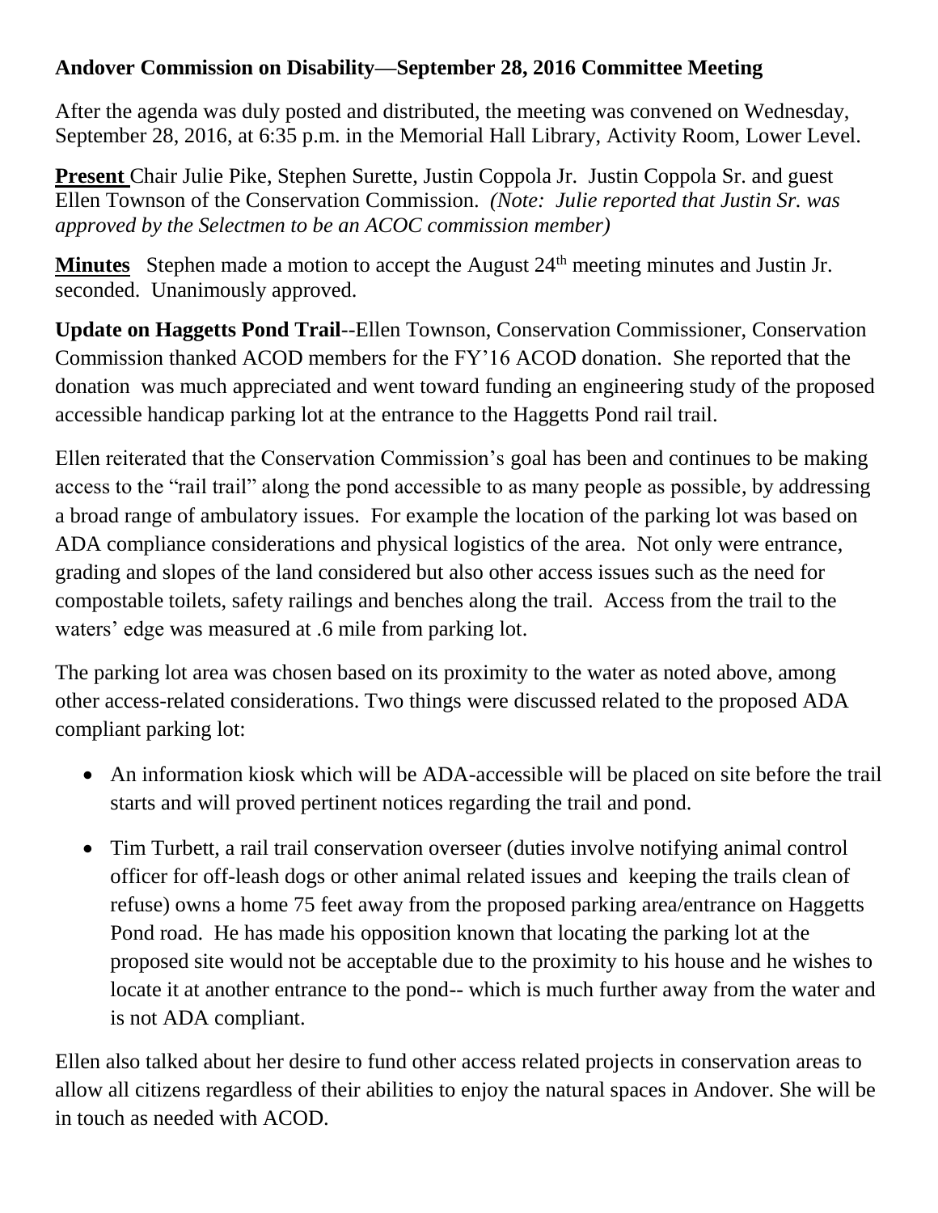**Andover Commission on Disability—September 28, 2016 Committee Meeting**

After the agenda was duly posted and distributed, the meeting was convened on Wednesday, September 28, 2016, at 6:35 p.m. in the Memorial Hall Library, Activity Room, Lower Level.

**Present** Chair Julie Pike, Stephen Surette, Justin Coppola Jr. Justin Coppola Sr. and guest Ellen Townson of the Conservation Commission. *(Note: Julie reported that Justin Sr. was approved by the Selectmen to be an ACOC commission member)*

**Minutes** Stephen made a motion to accept the August 24th meeting minutes and Justin Jr. seconded. Unanimously approved.

**Update on Haggetts Pond Trail**--Ellen Townson, Conservation Commissioner, Conservation Commission thanked ACOD members for the FY'16 ACOD donation. She reported that the donation was much appreciated and went toward funding an engineering study of the proposed accessible handicap parking lot at the entrance to the Haggetts Pond rail trail.

Ellen reiterated that the Conservation Commission's goal has been and continues to be making access to the "rail trail" along the pond accessible to as many people as possible, by addressing a broad range of ambulatory issues. For example the location of the parking lot was based on ADA compliance considerations and physical logistics of the area. Not only were entrance, grading and slopes of the land considered but also other access issues such as the need for compostable toilets, safety railings and benches along the trail. Access from the trail to the waters' edge was measured at .6 mile from parking lot.

The parking lot area was chosen based on its proximity to the water as noted above, among other access-related considerations. Two things were discussed related to the proposed ADA compliant parking lot:

- An information kiosk which will be ADA-accessible will be placed on site before the trail starts and will proved pertinent notices regarding the trail and pond.
- Tim Turbett, a rail trail conservation overseer (duties involve notifying animal control officer for off-leash dogs or other animal related issues and keeping the trails clean of refuse) owns a home 75 feet away from the proposed parking area/entrance on Haggetts Pond road. He has made his opposition known that locating the parking lot at the proposed site would not be acceptable due to the proximity to his house and he wishes to locate it at another entrance to the pond-- which is much further away from the water and is not ADA compliant.

Ellen also talked about her desire to fund other access related projects in conservation areas to allow all citizens regardless of their abilities to enjoy the natural spaces in Andover. She will be in touch as needed with ACOD.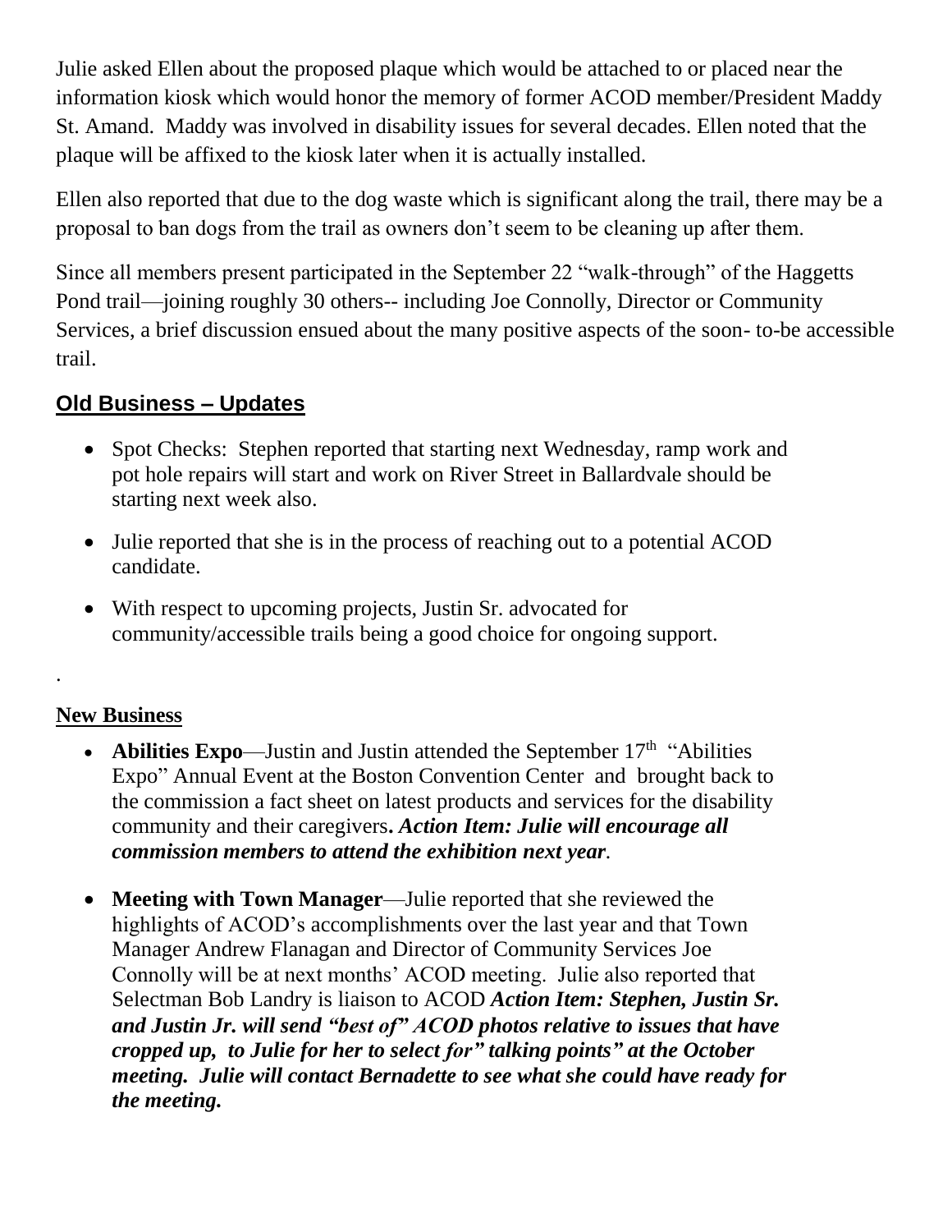Julie asked Ellen about the proposed plaque which would be attached to or placed near the information kiosk which would honor the memory of former ACOD member/President Maddy St. Amand. Maddy was involved in disability issues for several decades. Ellen noted that the plaque will be affixed to the kiosk later when it is actually installed.

Ellen also reported that due to the dog waste which is significant along the trail, there may be a proposal to ban dogs from the trail as owners don't seem to be cleaning up after them.

Since all members present participated in the September 22 "walk-through" of the Haggetts Pond trail—joining roughly 30 others-- including Joe Connolly, Director or Community Services, a brief discussion ensued about the many positive aspects of the soon- to-be accessible trail.

## **Old Business – Updates**

- Spot Checks: Stephen reported that starting next Wednesday, ramp work and pot hole repairs will start and work on River Street in Ballardvale should be starting next week also.
- Julie reported that she is in the process of reaching out to a potential ACOD candidate.
- With respect to upcoming projects, Justin Sr. advocated for community/accessible trails being a good choice for ongoing support.

.

## **New Business**

- **Abilities Expo**—Justin and Justin attended the September 17th "Abilities Expo" Annual Event at the Boston Convention Center and brought back to the commission a fact sheet on latest products and services for the disability community and their caregivers**.** ***Action Item: Julie will encourage all commission members to attend the exhibition next year*.**
- **Meeting with Town Manager**—Julie reported that she reviewed the highlights of ACOD's accomplishments over the last year and that Town Manager Andrew Flanagan and Director of Community Services Joe Connolly will be at next months' ACOD meeting. Julie also reported that Selectman Bob Landry is liaison to ACOD ***Action Item: Stephen, Justin Sr. and Justin Jr. will send "best of" ACOD photos relative to issues that have cropped up, to Julie for her to select for" talking points" at the October meeting. Julie will contact Bernadette to see what she could have ready for the meeting.***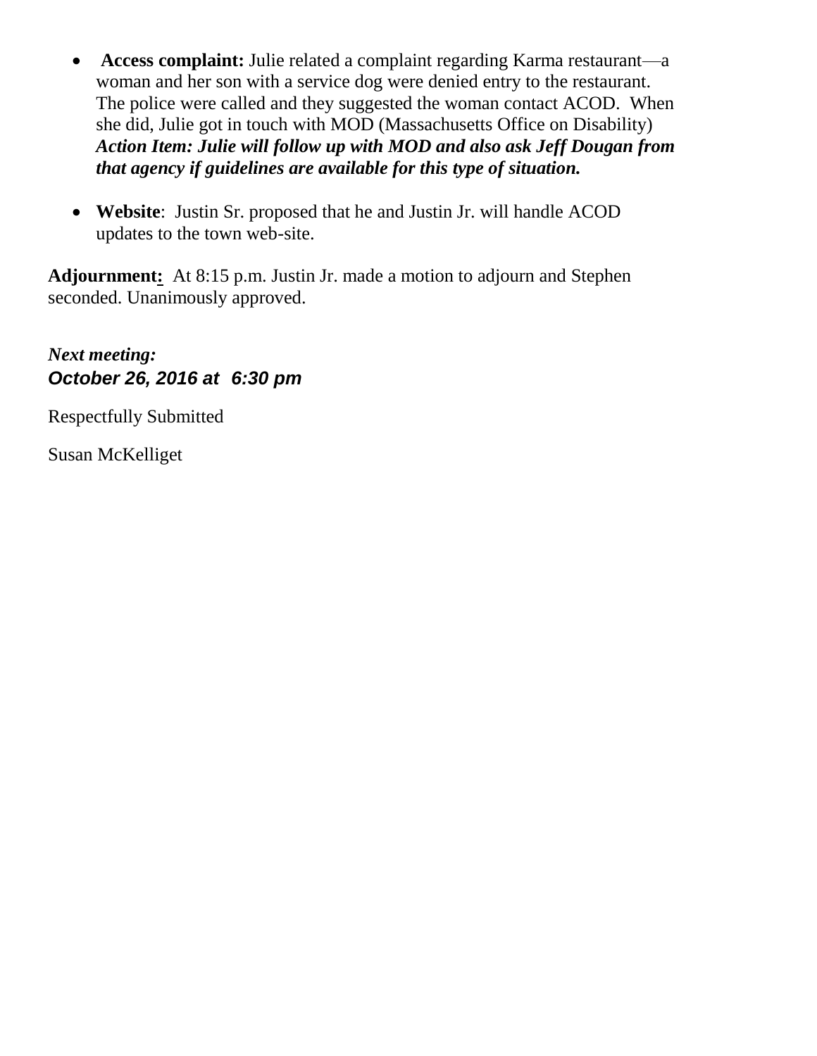- **Access complaint:** Julie related a complaint regarding Karma restaurant—a woman and her son with a service dog were denied entry to the restaurant. The police were called and they suggested the woman contact ACOD. When she did, Julie got in touch with MOD (Massachusetts Office on Disability) ***Action Item: Julie will follow up with MOD and also ask Jeff Dougan from that agency if guidelines are available for this type of situation.***

- **Website**: Justin Sr. proposed that he and Justin Jr. will handle ACOD updates to the town web-site.

**Adjournment:** At 8:15 p.m. Justin Jr. made a motion to adjourn and Stephen seconded. Unanimously approved.

***Next meeting:***
***October 26, 2016 at 6:30 pm***

Respectfully Submitted

Susan McKelliget